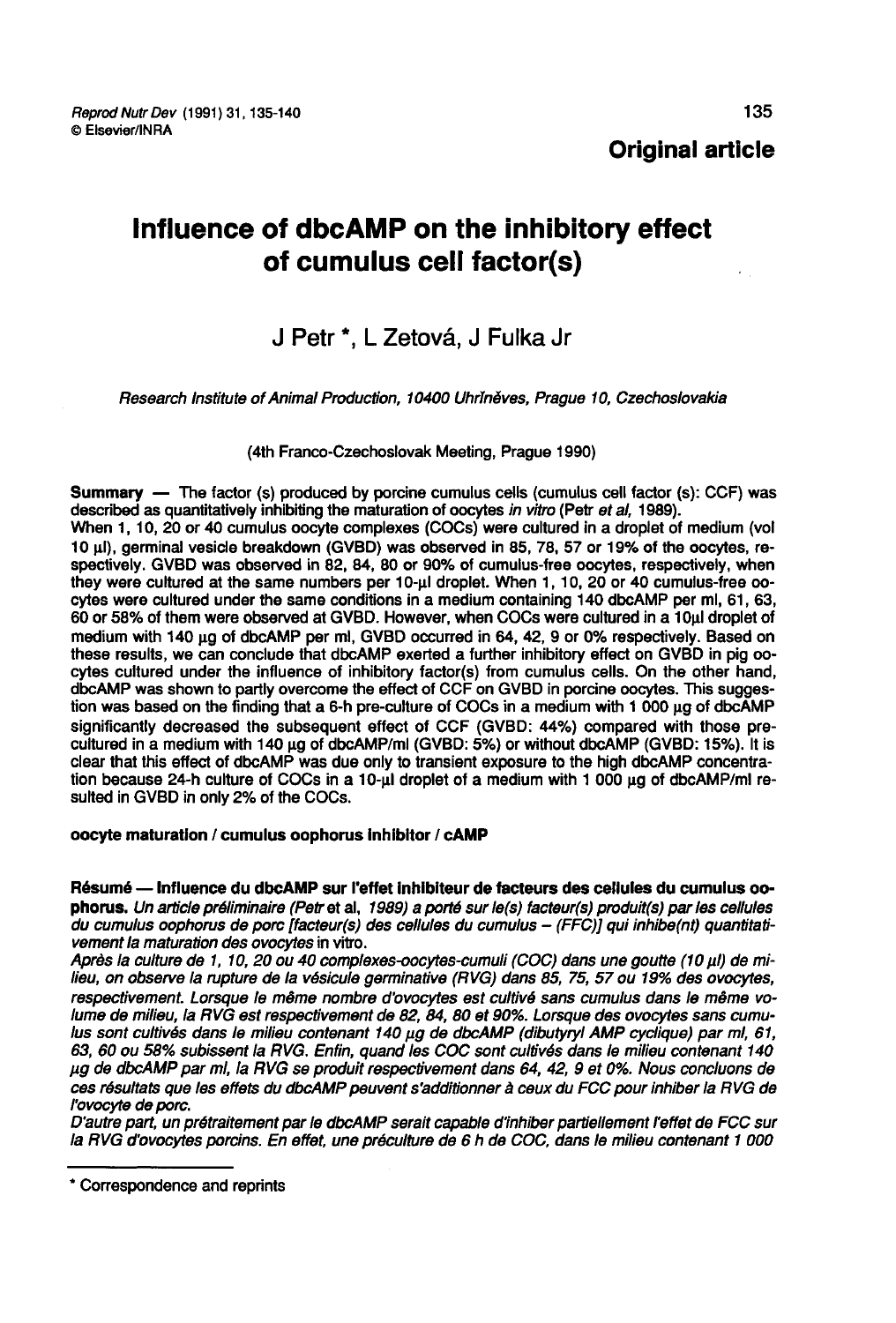Reprod Nutr Dev (1991) 31, 135-140
© Elsevier/INRA

**Original article**

# Influence of dbcAMP on the inhibitory effect of cumulus cell factor(s)

J Petr *, L Zetová, J Fulka Jr

*Research Institute of Animal Production, 10400 Uhříněves, Prague 10, Czechoslovakia*

(4th Franco-Czechoslovak Meeting, Prague 1990)

**Summary** — The factor (s) produced by porcine cumulus cells (cumulus cell factor (s): CCF) was described as quantitatively inhibiting the maturation of oocytes *in vitro* (Petr *et al*, 1989).
When 1, 10, 20 or 40 cumulus oocyte complexes (COCs) were cultured in a droplet of medium (vol 10 μl), germinal vesicle breakdown (GVBD) was observed in 85, 78, 57 or 19% of the oocytes, respectively. GVBD was observed in 82, 84, 80 or 90% of cumulus-free oocytes, respectively, when they were cultured at the same numbers per 10-μl droplet. When 1, 10, 20 or 40 cumulus-free oocytes were cultured under the same conditions in a medium containing 140 dbcAMP per ml, 61, 63, 60 or 58% of them were observed at GVBD. However, when COCs were cultured in a 10μl droplet of medium with 140 μg of dbcAMP per ml, GVBD occurred in 64, 42, 9 or 0% respectively. Based on these results, we can conclude that dbcAMP exerted a further inhibitory effect on GVBD in pig oocytes cultured under the influence of inhibitory factor(s) from cumulus cells. On the other hand, dbcAMP was shown to partly overcome the effect of CCF on GVBD in porcine oocytes. This suggestion was based on the finding that a 6-h pre-culture of COCs in a medium with 1 000 μg of dbcAMP significantly decreased the subsequent effect of CCF (GVBD: 44%) compared with those pre-cultured in a medium with 140 μg of dbcAMP/ml (GVBD: 5%) or without dbcAMP (GVBD: 15%). It is clear that this effect of dbcAMP was due only to transient exposure to the high dbcAMP concentration because 24-h culture of COCs in a 10-μl droplet of a medium with 1 000 μg of dbcAMP/ml resulted in GVBD in only 2% of the COCs.

**oocyte maturation / cumulus oophorus inhibitor / cAMP**

**Résumé — Influence du dbcAMP sur l'effet inhibiteur de facteurs des cellules du cumulus oophorus.** *Un article préliminaire (Petr* et al, *1989) a porté sur le(s) facteur(s) produit(s) par les cellules du cumulus oophorus de porc [facteur(s) des cellules du cumulus – (FFC)] qui inhibe(nt) quantitativement la maturation des ovocytes* in vitro.
*Après la culture de 1, 10, 20 ou 40 complexes-oocytes-cumuli (COC) dans une goutte (10 μl) de milieu, on observe la rupture de la vésicule germinative (RVG) dans 85, 75, 57 ou 19% des ovocytes, respectivement. Lorsque le même nombre d'ovocytes est cultivé sans cumulus dans le même volume de milieu, la RVG est respectivement de 82, 84, 80 et 90%. Lorsque des ovocytes sans cumulus sont cultivés dans le milieu contenant 140 μg de dbcAMP (dibutyryl AMP cyclique) par ml, 61, 63, 60 ou 58% subissent la RVG. Enfin, quand les COC sont cultivés dans le milieu contenant 140 μg de dbcAMP par ml, la RVG se produit respectivement dans 64, 42, 9 et 0%. Nous concluons de ces résultats que les effets du dbcAMP peuvent s'additionner à ceux du FCC pour inhiber la RVG de l'ovocyte de porc.*
*D'autre part, un prétraitement par le dbcAMP serait capable d'inhiber partiellement l'effet de FCC sur la RVG d'ovocytes porcins. En effet, une préculture de 6 h de COC, dans le milieu contenant 1 000*

\* Correspondence and reprints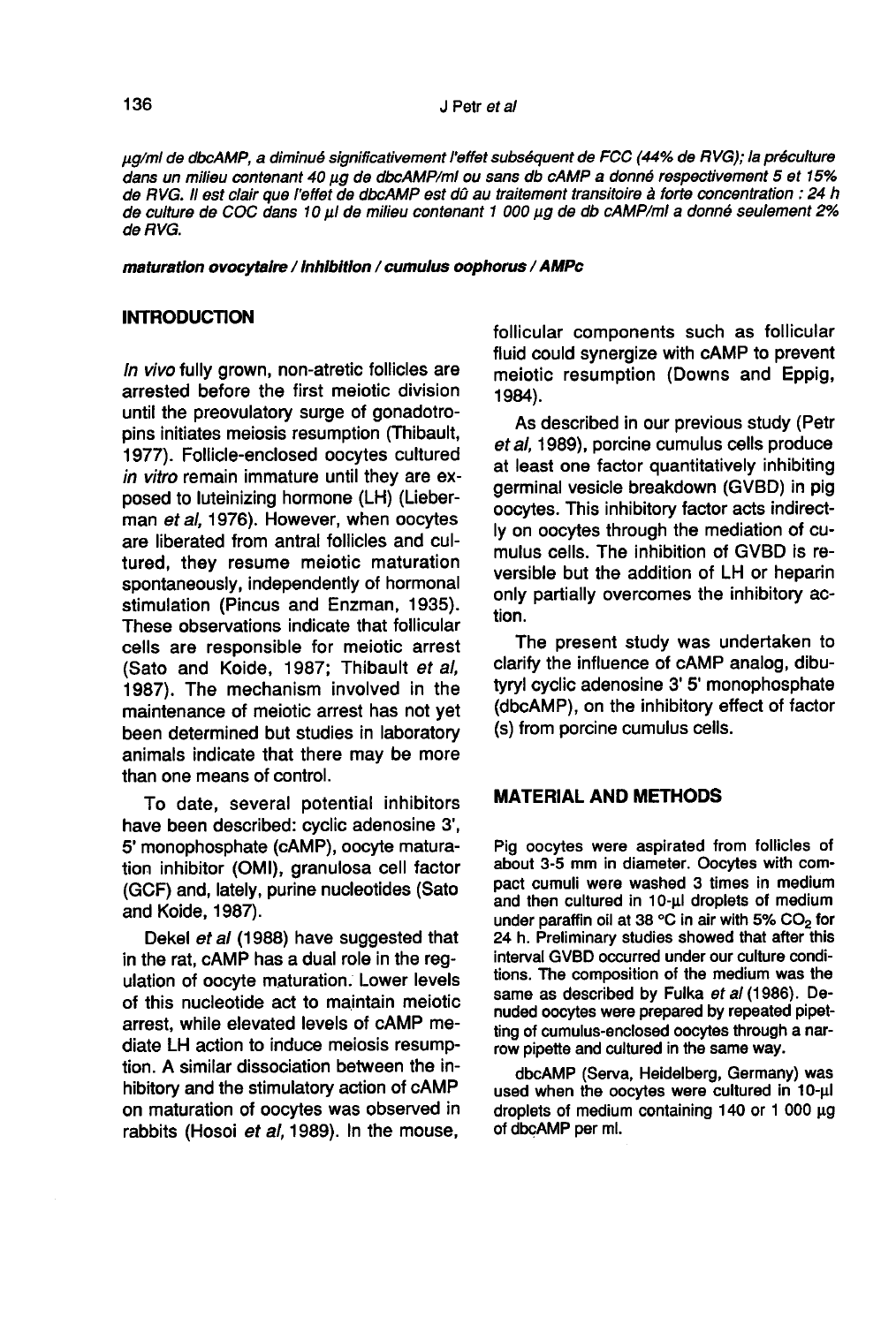*µg/ml de dbcAMP, a diminué significativement l'effet subséquent de FCC (44% de RVG); la préculture dans un milieu contenant 40 µg de dbcAMP/ml ou sans db cAMP a donné respectivement 5 et 15% de RVG. Il est clair que l'effet de dbcAMP est dû au traitement transitoire à forte concentration : 24 h de culture de COC dans 10 µl de milieu contenant 1 000 µg de db cAMP/ml a donné seulement 2% de RVG.*

***maturation ovocytaire / inhibition / cumulus oophorus / AMPc***

## INTRODUCTION

*In vivo* fully grown, non-atretic follicles are arrested before the first meiotic division until the preovulatory surge of gonadotropins initiates meiosis resumption (Thibault, 1977). Follicle-enclosed oocytes cultured *in vitro* remain immature until they are exposed to luteinizing hormone (LH) (Lieberman *et al*, 1976). However, when oocytes are liberated from antral follicles and cultured, they resume meiotic maturation spontaneously, independently of hormonal stimulation (Pincus and Enzman, 1935). These observations indicate that follicular cells are responsible for meiotic arrest (Sato and Koide, 1987; Thibault *et al*, 1987). The mechanism involved in the maintenance of meiotic arrest has not yet been determined but studies in laboratory animals indicate that there may be more than one means of control.

To date, several potential inhibitors have been described: cyclic adenosine 3', 5' monophosphate (cAMP), oocyte maturation inhibitor (OMI), granulosa cell factor (GCF) and, lately, purine nucleotides (Sato and Koide, 1987).

Dekel *et al* (1988) have suggested that in the rat, cAMP has a dual role in the regulation of oocyte maturation. Lower levels of this nucleotide act to maintain meiotic arrest, while elevated levels of cAMP mediate LH action to induce meiosis resumption. A similar dissociation between the inhibitory and the stimulatory action of cAMP on maturation of oocytes was observed in rabbits (Hosoi *et al*, 1989). In the mouse, follicular components such as follicular fluid could synergize with cAMP to prevent meiotic resumption (Downs and Eppig, 1984).

As described in our previous study (Petr *et al*, 1989), porcine cumulus cells produce at least one factor quantitatively inhibiting germinal vesicle breakdown (GVBD) in pig oocytes. This inhibitory factor acts indirectly on oocytes through the mediation of cumulus cells. The inhibition of GVBD is reversible but the addition of LH or heparin only partially overcomes the inhibitory action.

The present study was undertaken to clarify the influence of cAMP analog, dibutyryl cyclic adenosine 3' 5' monophosphate (dbcAMP), on the inhibitory effect of factor (s) from porcine cumulus cells.

## MATERIAL AND METHODS

Pig oocytes were aspirated from follicles of about 3-5 mm in diameter. Oocytes with compact cumuli were washed 3 times in medium and then cultured in 10-µl droplets of medium under paraffin oil at 38 °C in air with 5% $CO_2$ for 24 h. Preliminary studies showed that after this interval GVBD occurred under our culture conditions. The composition of the medium was the same as described by Fulka *et al* (1986). Denuded oocytes were prepared by repeated pipetting of cumulus-enclosed oocytes through a narrow pipette and cultured in the same way.

dbcAMP (Serva, Heidelberg, Germany) was used when the oocytes were cultured in 10-µl droplets of medium containing 140 or 1 000 µg of dbcAMP per ml.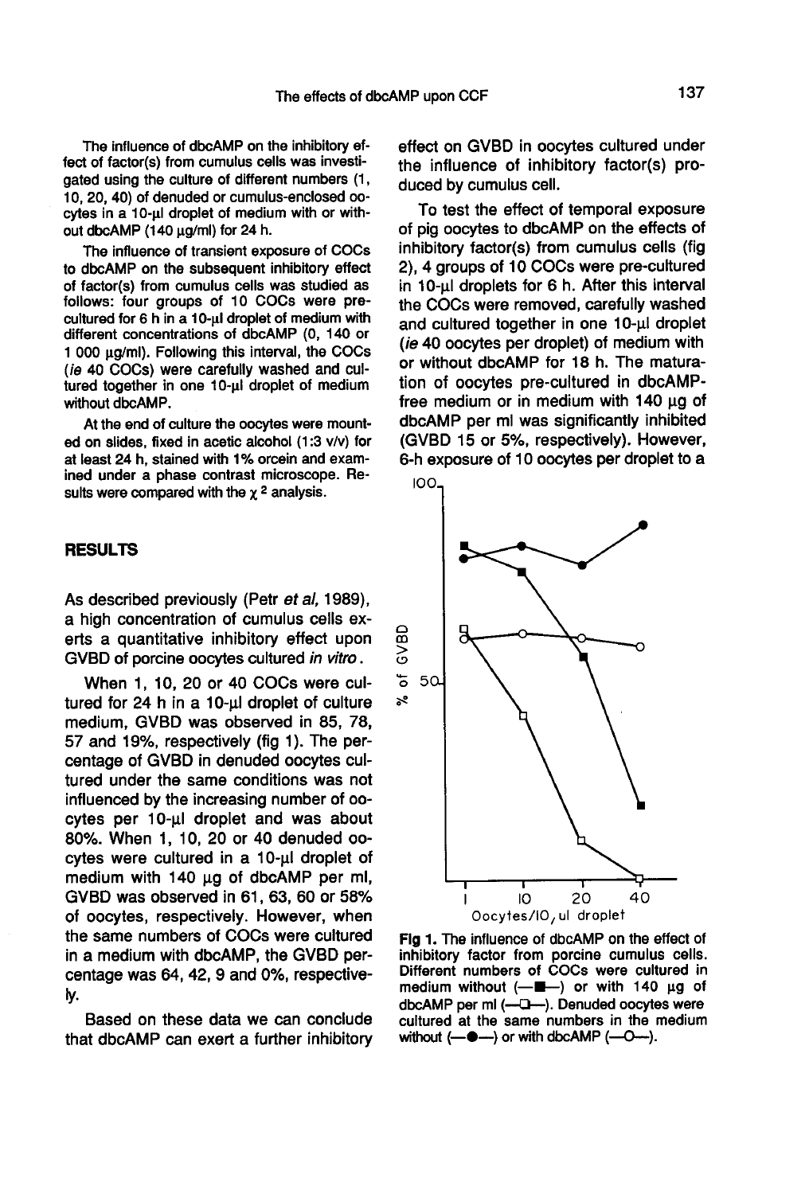The influence of dbcAMP on the inhibitory effect of factor(s) from cumulus cells was investigated using the culture of different numbers (1, 10, 20, 40) of denuded or cumulus-enclosed oocytes in a 10-μl droplet of medium with or without dbcAMP (140 μg/ml) for 24 h.

The influence of transient exposure of COCs to dbcAMP on the subsequent inhibitory effect of factor(s) from cumulus cells was studied as follows: four groups of 10 COCs were pre-cultured for 6 h in a 10-μl droplet of medium with different concentrations of dbcAMP (0, 140 or 1 000 μg/ml). Following this interval, the COCs (*ie* 40 COCs) were carefully washed and cultured together in one 10-μl droplet of medium without dbcAMP.

At the end of culture the oocytes were mounted on slides, fixed in acetic alcohol (1:3 v/v) for at least 24 h, stained with 1% orcein and examined under a phase contrast microscope. Results were compared with the $\chi^2$ analysis.

## RESULTS

As described previously (Petr *et al*, 1989), a high concentration of cumulus cells exerts a quantitative inhibitory effect upon GVBD of porcine oocytes cultured *in vitro*.

When 1, 10, 20 or 40 COCs were cultured for 24 h in a 10-μl droplet of culture medium, GVBD was observed in 85, 78, 57 and 19%, respectively (fig 1). The percentage of GVBD in denuded oocytes cultured under the same conditions was not influenced by the increasing number of oocytes per 10-μl droplet and was about 80%. When 1, 10, 20 or 40 denuded oocytes were cultured in a 10-μl droplet of medium with 140 μg of dbcAMP per ml, GVBD was observed in 61, 63, 60 or 58% of oocytes, respectively. However, when the same numbers of COCs were cultured in a medium with dbcAMP, the GVBD percentage was 64, 42, 9 and 0%, respectively.

Based on these data we can conclude that dbcAMP can exert a further inhibitory effect on GVBD in oocytes cultured under the influence of inhibitory factor(s) produced by cumulus cell.

To test the effect of temporal exposure of pig oocytes to dbcAMP on the effects of inhibitory factor(s) from cumulus cells (fig 2), 4 groups of 10 COCs were pre-cultured in 10-μl droplets for 6 h. After this interval the COCs were removed, carefully washed and cultured together in one 10-μl droplet (*ie* 40 oocytes per droplet) of medium with or without dbcAMP for 18 h. The maturation of oocytes pre-cultured in dbcAMP-free medium or in medium with 140 μg of dbcAMP per ml was significantly inhibited (GVBD 15 or 5%, respectively). However, 6-h exposure of 10 oocytes per droplet to a

**Fig 1.** The influence of dbcAMP on the effect of inhibitory factor from porcine cumulus cells. Different numbers of COCs were cultured in medium without (—■—) or with 140 μg of dbcAMP per ml (—□—). Denuded oocytes were cultured at the same numbers in the medium without (—●—) or with dbcAMP (—○—).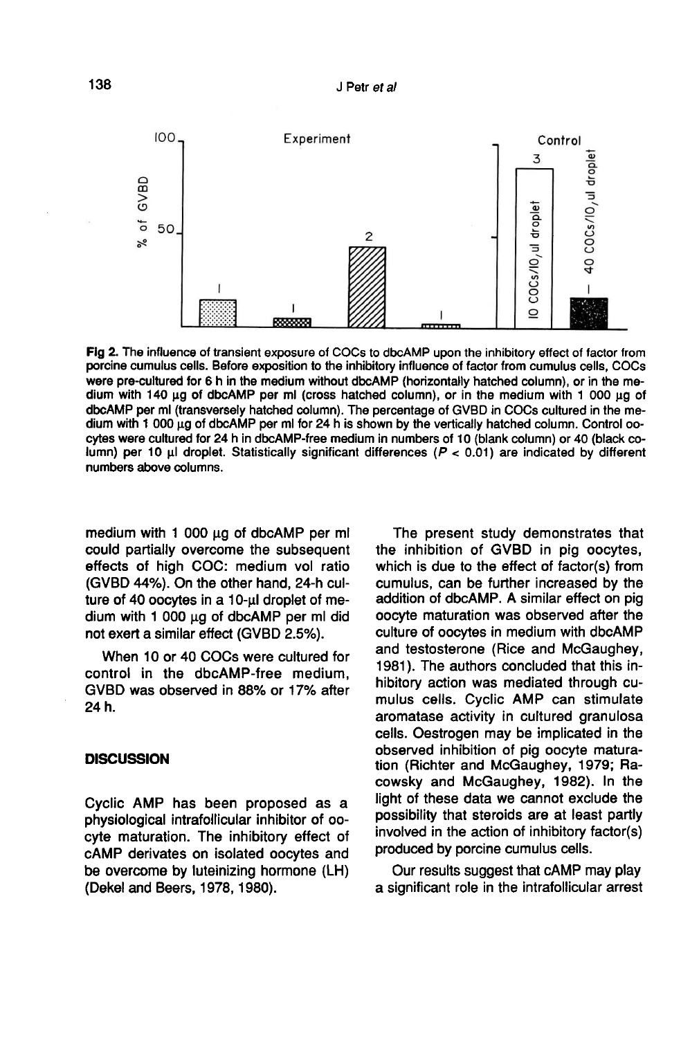**Fig 2.** The influence of transient exposure of COCs to dbcAMP upon the inhibitory effect of factor from porcine cumulus cells. Before exposition to the inhibitory influence of factor from cumulus cells, COCs were pre-cultured for 6 h in the medium without dbcAMP (horizontally hatched column), or in the medium with 140 µg of dbcAMP per ml (cross hatched column), or in the medium with 1 000 µg of dbcAMP per ml (transversely hatched column). The percentage of GVBD in COCs cultured in the medium with 1 000 µg of dbcAMP per ml for 24 h is shown by the vertically hatched column. Control oocytes were cultured for 24 h in dbcAMP-free medium in numbers of 10 (blank column) or 40 (black column) per 10 µl droplet. Statistically significant differences ($P < 0.01$) are indicated by different numbers above columns.

medium with 1 000 µg of dbcAMP per ml could partially overcome the subsequent effects of high COC: medium vol ratio (GVBD 44%). On the other hand, 24-h culture of 40 oocytes in a 10-µl droplet of medium with 1 000 µg of dbcAMP per ml did not exert a similar effect (GVBD 2.5%).

When 10 or 40 COCs were cultured for control in the dbcAMP-free medium, GVBD was observed in 88% or 17% after 24 h.

## DISCUSSION

Cyclic AMP has been proposed as a physiological intrafollicular inhibitor of oocyte maturation. The inhibitory effect of cAMP derivates on isolated oocytes and be overcome by luteinizing hormone (LH) (Dekel and Beers, 1978, 1980).

The present study demonstrates that the inhibition of GVBD in pig oocytes, which is due to the effect of factor(s) from cumulus, can be further increased by the addition of dbcAMP. A similar effect on pig oocyte maturation was observed after the culture of oocytes in medium with dbcAMP and testosterone (Rice and McGaughey, 1981). The authors concluded that this inhibitory action was mediated through cumulus cells. Cyclic AMP can stimulate aromatase activity in cultured granulosa cells. Oestrogen may be implicated in the observed inhibition of pig oocyte maturation (Richter and McGaughey, 1979; Racowsky and McGaughey, 1982). In the light of these data we cannot exclude the possibility that steroids are at least partly involved in the action of inhibitory factor(s) produced by porcine cumulus cells.

Our results suggest that cAMP may play a significant role in the intrafollicular arrest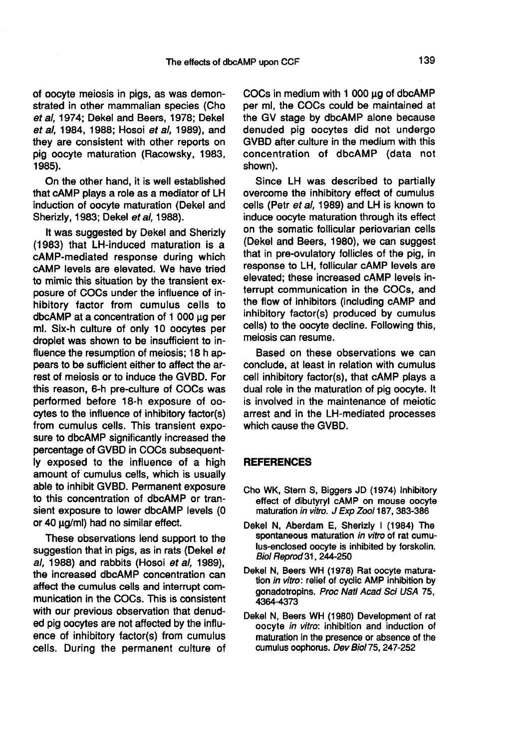of oocyte meiosis in pigs, as was demonstrated in other mammalian species (Cho *et al*, 1974; Dekel and Beers, 1978; Dekel *et al*, 1984, 1988; Hosoi *et al*, 1989), and they are consistent with other reports on pig oocyte maturation (Racowsky, 1983, 1985).

On the other hand, it is well established that cAMP plays a role as a mediator of LH induction of oocyte maturation (Dekel and Sherizly, 1983; Dekel *et al*, 1988).

It was suggested by Dekel and Sherizly (1983) that LH-induced maturation is a cAMP-mediated response during which cAMP levels are elevated. We have tried to mimic this situation by the transient exposure of COCs under the influence of inhibitory factor from cumulus cells to dbcAMP at a concentration of 1 000 µg per ml. Six-h culture of only 10 oocytes per droplet was shown to be insufficient to influence the resumption of meiosis; 18 h appears to be sufficient either to affect the arrest of meiosis or to induce the GVBD. For this reason, 6-h pre-culture of COCs was performed before 18-h exposure of oocytes to the influence of inhibitory factor(s) from cumulus cells. This transient exposure to dbcAMP significantly increased the percentage of GVBD in COCs subsequently exposed to the influence of a high amount of cumulus cells, which is usually able to inhibit GVBD. Permanent exposure to this concentration of dbcAMP or transient exposure to lower dbcAMP levels (0 or 40 µg/ml) had no similar effect.

These observations lend support to the suggestion that in pigs, as in rats (Dekel *et al*, 1988) and rabbits (Hosoi *et al*, 1989), the increased dbcAMP concentration can affect the cumulus cells and interrupt communication in the COCs. This is consistent with our previous observation that denuded pig oocytes are not affected by the influence of inhibitory factor(s) from cumulus cells. During the permanent culture of COCs in medium with 1 000 µg of dbcAMP per ml, the COCs could be maintained at the GV stage by dbcAMP alone because denuded pig oocytes did not undergo GVBD after culture in the medium with this concentration of dbcAMP (data not shown).

Since LH was described to partially overcome the inhibitory effect of cumulus cells (Petr *et al*, 1989) and LH is known to induce oocyte maturation through its effect on the somatic follicular periovarian cells (Dekel and Beers, 1980), we can suggest that in pre-ovulatory follicles of the pig, in response to LH, follicular cAMP levels are elevated; these increased cAMP levels interrupt communication in the COCs, and the flow of inhibitors (including cAMP and inhibitory factor(s) produced by cumulus cells) to the oocyte decline. Following this, meiosis can resume.

Based on these observations we can conclude, at least in relation with cumulus cell inhibitory factor(s), that cAMP plays a dual role in the maturation of pig oocyte. It is involved in the maintenance of meiotic arrest and in the LH-mediated processes which cause the GVBD.

## REFERENCES

Cho WK, Stern S, Biggers JD (1974) Inhibitory effect of dibutyryl cAMP on mouse oocyte maturation *in vitro*. *J Exp Zool* 187, 383-386

Dekel N, Aberdam E, Sherizly I (1984) The spontaneous maturation *in vitro* of rat cumulus-enclosed oocyte is inhibited by forskolin. *Biol Reprod* 31, 244-250

Dekel N, Beers WH (1978) Rat oocyte maturation *in vitro*: relief of cyclic AMP inhibition by gonadotropins. *Proc Natl Acad Sci USA* 75, 4364-4373

Dekel N, Beers WH (1980) Development of rat oocyte *in vitro*: inhibition and induction of maturation in the presence or absence of the cumulus oophorus. *Dev Biol* 75, 247-252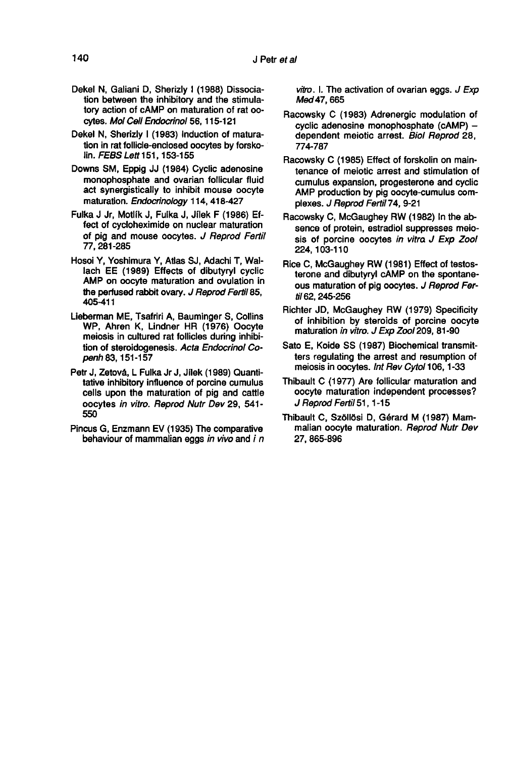Dekel N, Galiani D, Sherizly I (1988) Dissociation between the inhibitory and the stimulatory action of cAMP on maturation of rat oocytes. *Mol Cell Endocrinol* 56, 115-121

Dekel N, Sherizly I (1983) Induction of maturation in rat follicle-enclosed oocytes by forskolin. *FEBS Lett* 151, 153-155

Downs SM, Eppig JJ (1984) Cyclic adenosine monophosphate and ovarian follicular fluid act synergistically to inhibit mouse oocyte maturation. *Endocrinology* 114, 418-427

Fulka J Jr, Motlík J, Fulka J, Jílek F (1986) Effect of cycloheximide on nuclear maturation of pig and mouse oocytes. *J Reprod Fertil* 77, 281-285

Hosoi Y, Yoshimura Y, Atlas SJ, Adachi T, Wallach EE (1989) Effects of dibutyryl cyclic AMP on oocyte maturation and ovulation in the perfused rabbit ovary. *J Reprod Fertil* 85, 405-411

Lieberman ME, Tsafriri A, Bauminger S, Collins WP, Ahren K, Lindner HR (1976) Oocyte meiosis in cultured rat follicles during inhibition of steroidogenesis. *Acta Endocrinol Copenh* 83, 151-157

Petr J, Zetová, L Fulka Jr J, Jílek (1989) Quantitative inhibitory influence of porcine cumulus cells upon the maturation of pig and cattle oocytes *in vitro*. *Reprod Nutr Dev* 29, 541-550

Pincus G, Enzmann EV (1935) The comparative behaviour of mammalian eggs *in vivo* and *i n vitro*. I. The activation of ovarian eggs. *J Exp Med* 47, 665

Racowsky C (1983) Adrenergic modulation of cyclic adenosine monophosphate (cAMP) – dependent meiotic arrest. *Biol Reprod* 28, 774-787

Racowsky C (1985) Effect of forskolin on maintenance of meiotic arrest and stimulation of cumulus expansion, progesterone and cyclic AMP production by pig oocyte-cumulus complexes. *J Reprod Fertil* 74, 9-21

Racowsky C, McGaughey RW (1982) In the absence of protein, estradiol suppresses meiosis of porcine oocytes *in vitro*. *J Exp Zool* 224, 103-110

Rice C, McGaughey RW (1981) Effect of testosterone and dibutyryl cAMP on the spontaneous maturation of pig oocytes. *J Reprod Fertil* 62, 245-256

Richter JD, McGaughey RW (1979) Specificity of inhibition by steroids of porcine oocyte maturation *in vitro*. *J Exp Zool* 209, 81-90

Sato E, Koide SS (1987) Biochemical transmitters regulating the arrest and resumption of meiosis in oocytes. *Int Rev Cytol* 106, 1-33

Thibault C (1977) Are follicular maturation and oocyte maturation independent processes? *J Reprod Fertil* 51, 1-15

Thibault C, Szöllösi D, Gérard M (1987) Mammalian oocyte maturation. *Reprod Nutr Dev* 27, 865-896